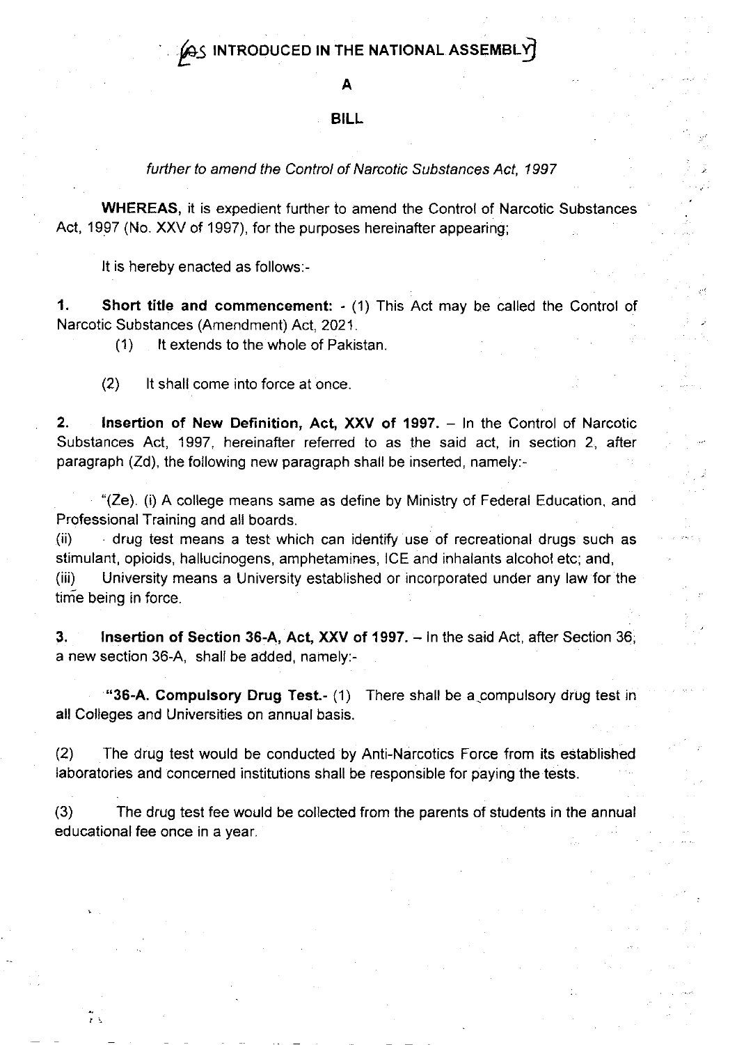# [AS INTRODUCED IN THE NATIONAL ASSEMBLY]

## A

## BILL

*further to amend the Control of Narcotic Substances Act, 1997*

**WHEREAS**, it is expedient further to amend the Control of Narcotic Substances Act, 1997 (No. XXV of 1997), for the purposes hereinafter appearing;

It is hereby enacted as follows:-

**1. Short title and commencement:** - (1) This Act may be called the Control of Narcotic Substances (Amendment) Act, 2021.

(1) It extends to the whole of Pakistan.

(2) It shall come into force at once.

**2. Insertion of New Definition, Act, XXV of 1997.** – In the Control of Narcotic Substances Act, 1997, hereinafter referred to as the said act, in section 2, after paragraph (Zd), the following new paragraph shall be inserted, namely:-

"(Ze). (i) A college means same as define by Ministry of Federal Education, and Professional Training and all boards.

(ii) drug test means a test which can identify use of recreational drugs such as stimulant, opioids, hallucinogens, amphetamines, ICE and inhalants alcohol etc; and,

(iii) University means a University established or incorporated under any law for the time being in force.

**3. Insertion of Section 36-A, Act, XXV of 1997.** – In the said Act, after Section 36, a new section 36-A, shall be added, namely:-

**"36-A. Compulsory Drug Test.**- (1) There shall be a compulsory drug test in all Colleges and Universities on annual basis.

(2) The drug test would be conducted by Anti-Narcotics Force from its established laboratories and concerned institutions shall be responsible for paying the tests.

(3) The drug test fee would be collected from the parents of students in the annual educational fee once in a year.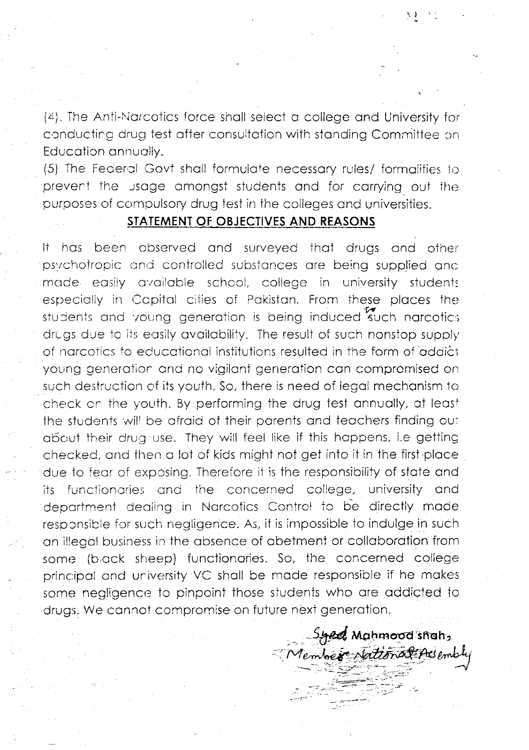(4). The Anti-Narcotics force shall select a college and University for conducting drug test after consultation with standing Committee on Education annually.

(5) The Federal Govt shall formulate necessary rules/ formalities to prevent the usage amongst students and for carrying out the purposes of compulsory drug test in the colleges and universities.

## STATEMENT OF OBJECTIVES AND REASONS

It has been observed and surveyed that drugs and other psychotropic and controlled substances are being supplied and made easily available school, college in university students especially in Capital cities of Pakistan. From these places the students and young generation is being induced to such narcotics drugs due to its easily availability. The result of such nonstop supply of narcotics to educational institutions resulted in the form of addict young generation and no vigilant generation can compromised on such destruction of its youth. So, there is need of legal mechanism to check on the youth. By performing the drug test annually, at least the students will be afraid of their parents and teachers finding out about their drug use. They will feel like if this happens, i.e getting checked, and then a lot of kids might not get into it in the first place due to fear of exposing. Therefore it is the responsibility of state and its functionaries and the concerned college, university and department dealing in Narcotics Control to be directly made responsible for such negligence. As, it is impossible to indulge in such an illegal business in the absence of abetment or collaboration from some (black sheep) functionaries. So, the concerned college principal and university VC shall be made responsible if he makes some negligence to pinpoint those students who are addicted to drugs. We cannot compromise on future next generation.

Syed Mahmood shah,
Member National Assembly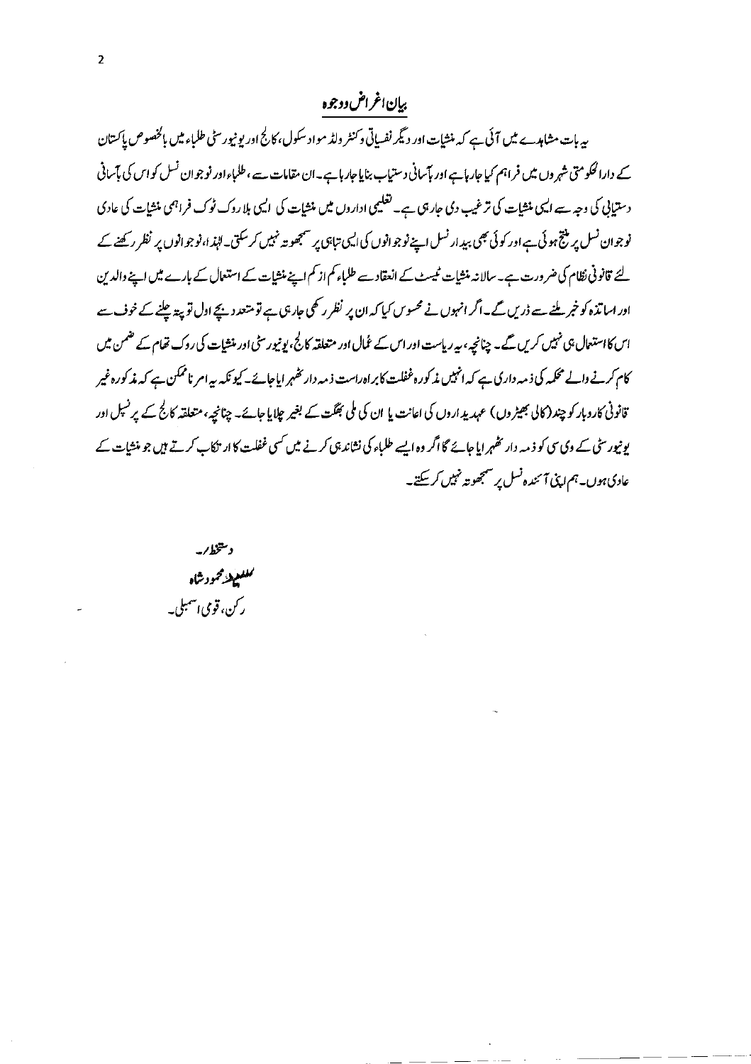## بیان اغراض ووجوہ

یہ بات مشاہدے میں آئی ہے کہ منشیات اور دیگر نفسیاتی و کنٹرولڈ مواد سکول، کالج اور یونیورسٹی طلباء میں بالخصوص پاکستان کے دارالحکومتی شہروں میں فراہم کیا جارہا ہے اور بآسانی دستیاب بنایا جارہا ہے۔ ان مقامات سے، طلباء اور نوجوان نسل کو اس کی بآسانی دستیابی کی وجہ سے ایسی منشیات کی ترغیب دی جارہی ہے۔ تعلیمی اداروں میں منشیات کی ایسی بلا روک ٹوک فراہمی منشیات کی عادی نوجوان نسل پر منتج ہوئی ہے اور کوئی بھی بیدار نسل اپنے نوجوانوں کی ایسی تباہی پر سمجھوتہ نہیں کر سکتی۔ لہٰذا، نوجوانوں پر نظر رکھنے کے لئے قانونی نظام کی ضرورت ہے۔ سالانہ منشیات ٹیسٹ کے انعقاد سے طلباء کم از کم اپنے منشیات کے استعمال کے بارے میں اپنے والدین اور اساتذہ کو خبر ملنے سے ڈریں گے۔ اگر انہوں نے محسوس کیا کہ ان پر نظر رکھی جارہی ہے تو متعدد بچے اول تو پتہ چلنے کے خوف سے اس کا استعمال ہی نہیں کریں گے۔ چنانچہ، یہ ریاست اور اس کے عُمال اور متعلقہ کالج، یونیورسٹی اور منشیات کی روک تھام کے ضمن میں کام کرنے والے محکمہ کی ذمہ داری ہے کہ انہیں مذکورہ غفلت کا براہ راست ذمہ دار ٹھہرایا جائے۔ کیونکہ یہ امر ناممکن ہے کہ مذکورہ غیر قانونی کاروبار کو چند (کالی بھیڑوں) عہدیداروں کی اعانت یا ان کی ملی بھگت کے بغیر چلایا جائے۔ چنانچہ، متعلقہ کالج کے پرنسپل اور یونیورسٹی کے وی سی کو ذمہ دار ٹھہرایا جائے گا اگر وہ ایسے طلباء کی نشاندہی کرنے میں کسی غفلت کا ارتکاب کرتے ہیں جو منشیات کے عادی ہوں۔ ہم اپنی آئندہ نسل پر سمجھوتہ نہیں کر سکتے۔

دستخط/۔

سید محمود شاہ

رکن، قومی اسمبلی۔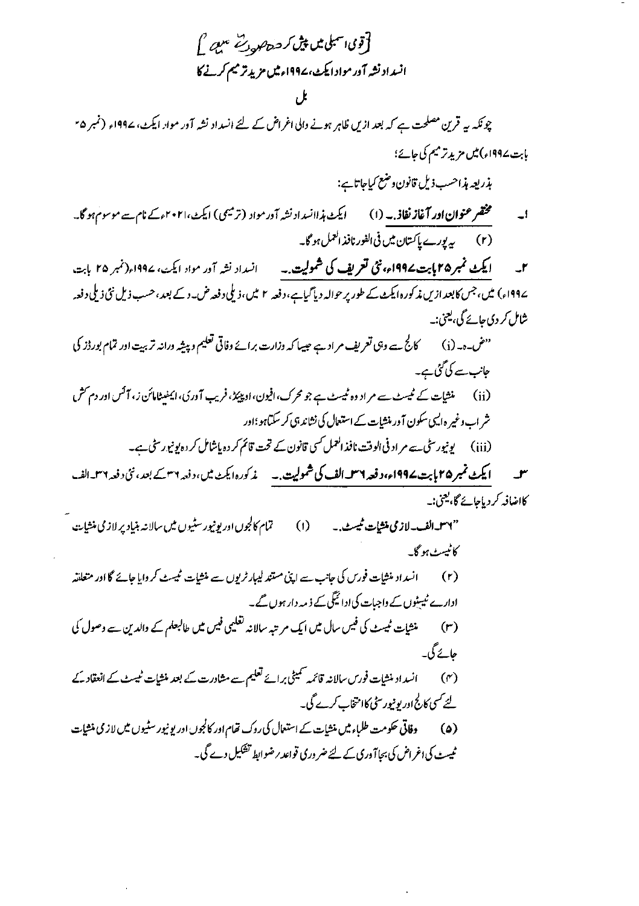[قومی اسمبلی میں پیش کردہ صورت میں]

# انسداد نشہ آور مواد ایکٹ، ۱۹۹۷ء میں مزید ترمیم کرنے کا

## بل

چونکہ یہ قرین مصلحت ہے کہ بعد ازیں ظاہر ہونے والی اغراض کے لئے انسداد نشہ آور مواد ایکٹ، ۱۹۹۷ء (نمبر ۲۵ بابت ۱۹۹۷ء) میں مزید ترمیم کی جائے؛

بذریعہ ہذا حسب ذیل قانون وضع کیا جاتا ہے:

۱۔ **مختصر عنوان اور آغاز نفاذ۔** (۱) ایکٹ ہذا انسداد نشہ آور مواد (ترمیمی) ایکٹ، ۲۰۲۱ء کے نام سے موسوم ہوگا۔

(۲) یہ پورے پاکستان میں فی الفور نافذ العمل ہوگا۔

۲۔ **ایکٹ نمبر ۲۵ بابت ۱۹۹۷ء، نئی تعریف کی شمولیت۔** انسداد نشہ آور مواد ایکٹ، ۱۹۹۷ء (نمبر ۲۵ بابت ۱۹۹۷ء) میں، جس کا بعد ازیں مذکورہ ایکٹ کے طور پر حوالہ دیا گیا ہے، دفعہ ۲ میں، ذیلی دفعہ ض۔د کے بعد، حسب ذیل نئی ذیلی دفعہ شامل کر دی جائے گی، یعنی:۔

"ض۔ہ۔ (i) کالج سے وہی تعریف مراد ہے جیسا کہ وزارت برائے وفاقی تعلیم و پیشہ ورانہ تربیت اور تمام بورڈز کی جانب سے کی گئی ہے۔

(ii) منشیات کے ٹیسٹ سے مراد وہ ٹیسٹ ہے جو محرک، افیون، اوپیئڈز، فریب آوری، ایمفیٹامائن ز، آئس اور دم کش شراب وغیرہ ایسی سکون آور منشیات کے استعمال کی نشاندہی کر سکتا ہو؛ اور

(iii) یونیورسٹی سے مراد فی الوقت نافذ العمل کسی قانون کے تحت قائم کردہ یا شامل کردہ یونیورسٹی ہے۔

۳۔ **ایکٹ نمبر ۲۵ بابت ۱۹۹۷ء، دفعہ ۳۶۔الف کی شمولیت۔** مذکورہ ایکٹ میں، دفعہ ۳۶ کے بعد، نئی دفعہ ۳۶۔الف کا اضافہ کر دیا جائے گا، یعنی:۔

"۳۶۔الف۔ لازمی منشیات ٹیسٹ۔ (۱) تمام کالجوں اور یونیورسٹیوں میں سالانہ بنیاد پر لازمی منشیات کا ٹیسٹ ہوگا۔

(۲) انسداد منشیات فورس کی جانب سے اپنی مستند لیبارٹریوں سے منشیات ٹیسٹ کروایا جائے گا اور متعلقہ ادارے ٹیسٹوں کے واجبات کی ادائیگی کے ذمہ دار ہوں گے۔

(۳) منشیات ٹیسٹ کی فیس سال میں ایک مرتبہ سالانہ تعلیمی فیس میں طالبعلم کے والدین سے وصول کی جائے گی۔

(۴) انسداد منشیات فورس سالانہ قائمہ کمیٹی برائے تعلیم سے مشاورت کے بعد منشیات ٹیسٹ کے انعقاد کے لئے کسی کالج اور یونیورسٹی کا انتخاب کرے گی۔

(۵) وفاقی حکومت طلباء میں منشیات کے استعمال کی روک تھام اور کالجوں اور یونیورسٹیوں میں لازمی منشیات ٹیسٹ کی اغراض کی بجا آوری کے لئے ضروری قواعد/ضوابط تشکیل دے گی۔